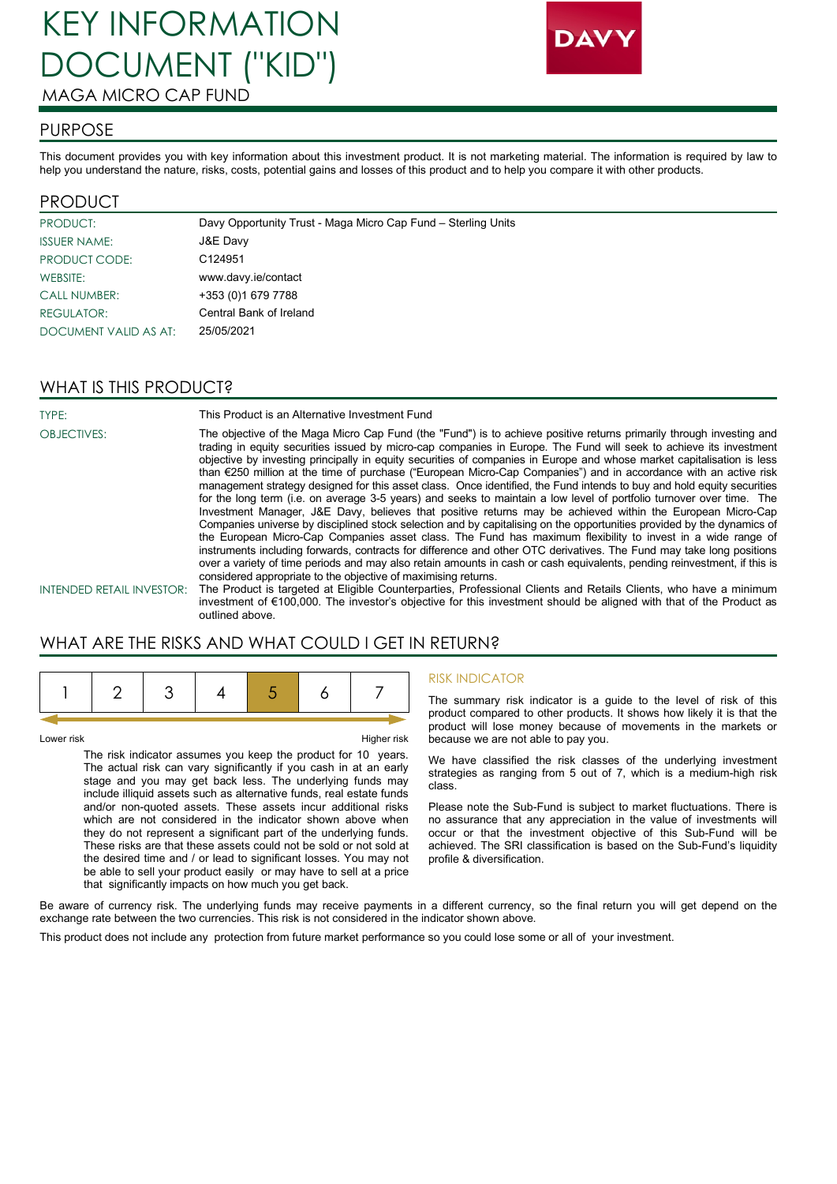# KEY INFORMATION DOCUMENT ("KID")

MAGA MICRO CAP FUND

DAVY

## PURPOSE

This document provides you with key information about this investment product. It is not marketing material. The information is required by law to help you understand the nature, risks, costs, potential gains and losses of this product and to help you compare it with other products.

## PRODUCT

| | |
|---|---|
| PRODUCT: | Davy Opportunity Trust - Maga Micro Cap Fund – Sterling Units |
| ISSUER NAME: | J&E Davy |
| PRODUCT CODE: | C124951 |
| WEBSITE: | www.davy.ie/contact |
| CALL NUMBER: | +353 (0)1 679 7788 |
| REGULATOR: | Central Bank of Ireland |
| DOCUMENT VALID AS AT: | 25/05/2021 |

## WHAT IS THIS PRODUCT?

| | |
|---|---|
| TYPE: | This Product is an Alternative Investment Fund |
| OBJECTIVES: | The objective of the Maga Micro Cap Fund (the "Fund") is to achieve positive returns primarily through investing and trading in equity securities issued by micro-cap companies in Europe. The Fund will seek to achieve its investment objective by investing principally in equity securities of companies in Europe and whose market capitalisation is less than €250 million at the time of purchase ("European Micro-Cap Companies") and in accordance with an active risk management strategy designed for this asset class. Once identified, the Fund intends to buy and hold equity securities for the long term (i.e. on average 3-5 years) and seeks to maintain a low level of portfolio turnover over time. The Investment Manager, J&E Davy, believes that positive returns may be achieved within the European Micro-Cap Companies universe by disciplined stock selection and by capitalising on the opportunities provided by the dynamics of the European Micro-Cap Companies asset class. The Fund has maximum flexibility to invest in a wide range of instruments including forwards, contracts for difference and other OTC derivatives. The Fund may take long positions over a variety of time periods and may also retain amounts in cash or cash equivalents, pending reinvestment, if this is considered appropriate to the objective of maximising returns. |
| INTENDED RETAIL INVESTOR: | The Product is targeted at Eligible Counterparties, Professional Clients and Retails Clients, who have a minimum investment of €100,000. The investor's objective for this investment should be aligned with that of the Product as outlined above. |

## WHAT ARE THE RISKS AND WHAT COULD I GET IN RETURN?

| 1 | 2 | 3 | 4 | **5** | 6 | 7 |
|---|---|---|---|---|---|---|

Lower risk — Higher risk

The risk indicator assumes you keep the product for 10 years. The actual risk can vary significantly if you cash in at an early stage and you may get back less. The underlying funds may include illiquid assets such as alternative funds, real estate funds and/or non-quoted assets. These assets incur additional risks which are not considered in the indicator shown above when they do not represent a significant part of the underlying funds. These risks are that these assets could not be sold or not sold at the desired time and / or lead to significant losses. You may not be able to sell your product easily or may have to sell at a price that significantly impacts on how much you get back.

### RISK INDICATOR

The summary risk indicator is a guide to the level of risk of this product compared to other products. It shows how likely it is that the product will lose money because of movements in the markets or because we are not able to pay you.

We have classified the risk classes of the underlying investment strategies as ranging from 5 out of 7, which is a medium-high risk class.

Please note the Sub-Fund is subject to market fluctuations. There is no assurance that any appreciation in the value of investments will occur or that the investment objective of this Sub-Fund will be achieved. The SRI classification is based on the Sub-Fund's liquidity profile & diversification.

Be aware of currency risk. The underlying funds may receive payments in a different currency, so the final return you will get depend on the exchange rate between the two currencies. This risk is not considered in the indicator shown above.

This product does not include any protection from future market performance so you could lose some or all of your investment.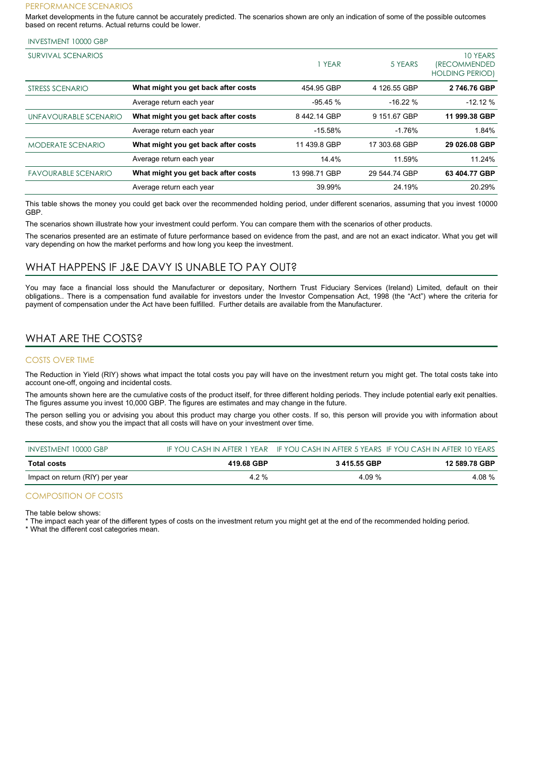### PERFORMANCE SCENARIOS

Market developments in the future cannot be accurately predicted. The scenarios shown are only an indication of some of the possible outcomes based on recent returns. Actual returns could be lower.

| INVESTMENT 10000 GBP | | | | |
|---|---|---|---|---|
| SURVIVAL SCENARIOS | | 1 YEAR | 5 YEARS | 10 YEARS (RECOMMENDED HOLDING PERIOD) |
| STRESS SCENARIO | **What might you get back after costs** | 454.95 GBP | 4 126.55 GBP | **2 746.76 GBP** |
| | Average return each year | -95.45 % | -16.22 % | -12.12 % |
| UNFAVOURABLE SCENARIO | **What might you get back after costs** | 8 442.14 GBP | 9 151.67 GBP | **11 999.38 GBP** |
| | Average return each year | -15.58% | -1.76% | 1.84% |
| MODERATE SCENARIO | **What might you get back after costs** | 11 439.8 GBP | 17 303.68 GBP | **29 026.08 GBP** |
| | Average return each year | 14.4% | 11.59% | 11.24% |
| FAVOURABLE SCENARIO | **What might you get back after costs** | 13 998.71 GBP | 29 544.74 GBP | **63 404.77 GBP** |
| | Average return each year | 39.99% | 24.19% | 20.29% |

This table shows the money you could get back over the recommended holding period, under different scenarios, assuming that you invest 10000 GBP.

The scenarios shown illustrate how your investment could perform. You can compare them with the scenarios of other products.

The scenarios presented are an estimate of future performance based on evidence from the past, and are not an exact indicator. What you get will vary depending on how the market performs and how long you keep the investment.

## WHAT HAPPENS IF J&E DAVY IS UNABLE TO PAY OUT?

You may face a financial loss should the Manufacturer or depositary, Northern Trust Fiduciary Services (Ireland) Limited, default on their obligations.. There is a compensation fund available for investors under the Investor Compensation Act, 1998 (the "Act") where the criteria for payment of compensation under the Act have been fulfilled. Further details are available from the Manufacturer.

## WHAT ARE THE COSTS?

### COSTS OVER TIME

The Reduction in Yield (RIY) shows what impact the total costs you pay will have on the investment return you might get. The total costs take into account one-off, ongoing and incidental costs.

The amounts shown here are the cumulative costs of the product itself, for three different holding periods. They include potential early exit penalties. The figures assume you invest 10,000 GBP. The figures are estimates and may change in the future.

The person selling you or advising you about this product may charge you other costs. If so, this person will provide you with information about these costs, and show you the impact that all costs will have on your investment over time.

| INVESTMENT 10000 GBP | IF YOU CASH IN AFTER 1 YEAR | IF YOU CASH IN AFTER 5 YEARS | IF YOU CASH IN AFTER 10 YEARS |
|---|---|---|---|
| **Total costs** | **419.68 GBP** | **3 415.55 GBP** | **12 589.78 GBP** |
| Impact on return (RIY) per year | 4.2 % | 4.09 % | 4.08 % |

### COMPOSITION OF COSTS

The table below shows:
* The impact each year of the different types of costs on the investment return you might get at the end of the recommended holding period.
* What the different cost categories mean.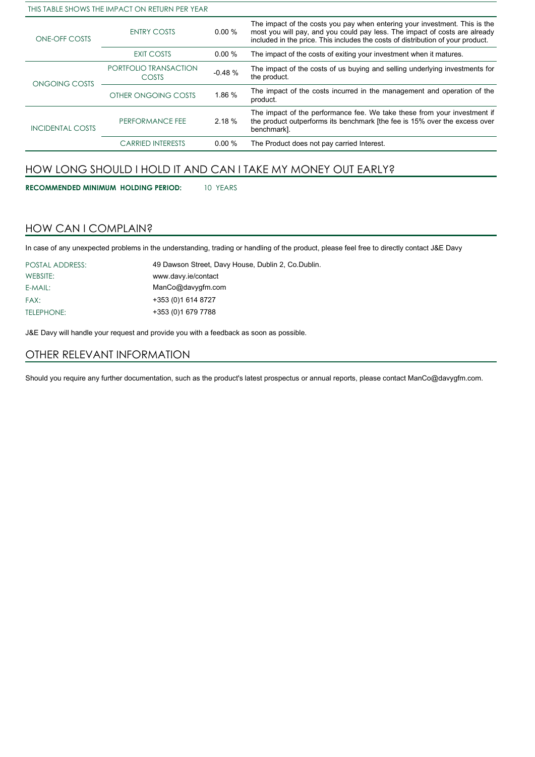| THIS TABLE SHOWS THE IMPACT ON RETURN PER YEAR | | | |
|---|---|---|---|
| ONE-OFF COSTS | ENTRY COSTS | 0.00 % | The impact of the costs you pay when entering your investment. This is the most you will pay, and you could pay less. The impact of costs are already included in the price. This includes the costs of distribution of your product. |
| | EXIT COSTS | 0.00 % | The impact of the costs of exiting your investment when it matures. |
| ONGOING COSTS | PORTFOLIO TRANSACTION COSTS | -0.48 % | The impact of the costs of us buying and selling underlying investments for the product. |
| | OTHER ONGOING COSTS | 1.86 % | The impact of the costs incurred in the management and operation of the product. |
| INCIDENTAL COSTS | PERFORMANCE FEE | 2.18 % | The impact of the performance fee. We take these from your investment if the product outperforms its benchmark [the fee is 15% over the excess over benchmark]. |
| | CARRIED INTERESTS | 0.00 % | The Product does not pay carried Interest. |

## HOW LONG SHOULD I HOLD IT AND CAN I TAKE MY MONEY OUT EARLY?

**RECOMMENDED MINIMUM HOLDING PERIOD:** 10 YEARS

## HOW CAN I COMPLAIN?

In case of any unexpected problems in the understanding, trading or handling of the product, please feel free to directly contact J&E Davy

| | |
|---|---|
| POSTAL ADDRESS: | 49 Dawson Street, Davy House, Dublin 2, Co.Dublin. |
| WEBSITE: | www.davy.ie/contact |
| E-MAIL: | ManCo@davygfm.com |
| FAX: | +353 (0)1 614 8727 |
| TELEPHONE: | +353 (0)1 679 7788 |

J&E Davy will handle your request and provide you with a feedback as soon as possible.

## OTHER RELEVANT INFORMATION

Should you require any further documentation, such as the product's latest prospectus or annual reports, please contact ManCo@davygfm.com.